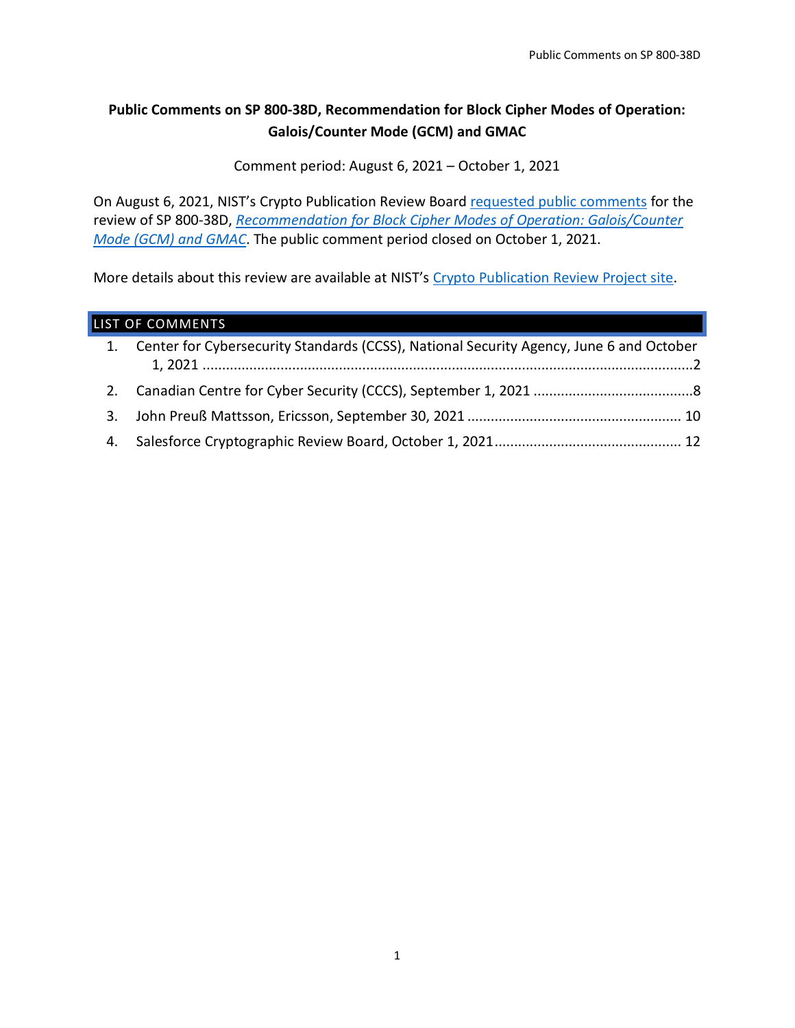# Public Comments on SP 800-38D, Recommendation for Block Cipher Modes of Operation: Galois/Counter Mode (GCM) and GMAC

Comment period: August 6, 2021 – October 1, 2021

On August 6, 2021, NIST's Crypto Publication Review Board requested public comments for the review of SP 800-38D, *Recommendation for Block Cipher Modes of Operation: Galois/Counter Mode (GCM) and GMAC*. The public comment period closed on October 1, 2021.

More details about this review are available at NIST's Crypto Publication Review Project site.

## LIST OF COMMENTS

1. Center for Cybersecurity Standards (CCSS), National Security Agency, June 6 and October 1, 2021 ............ 2
2. Canadian Centre for Cyber Security (CCCS), September 1, 2021 ............ 8
3. John Preuß Mattsson, Ericsson, September 30, 2021 ............ 10
4. Salesforce Cryptographic Review Board, October 1, 2021 ............ 12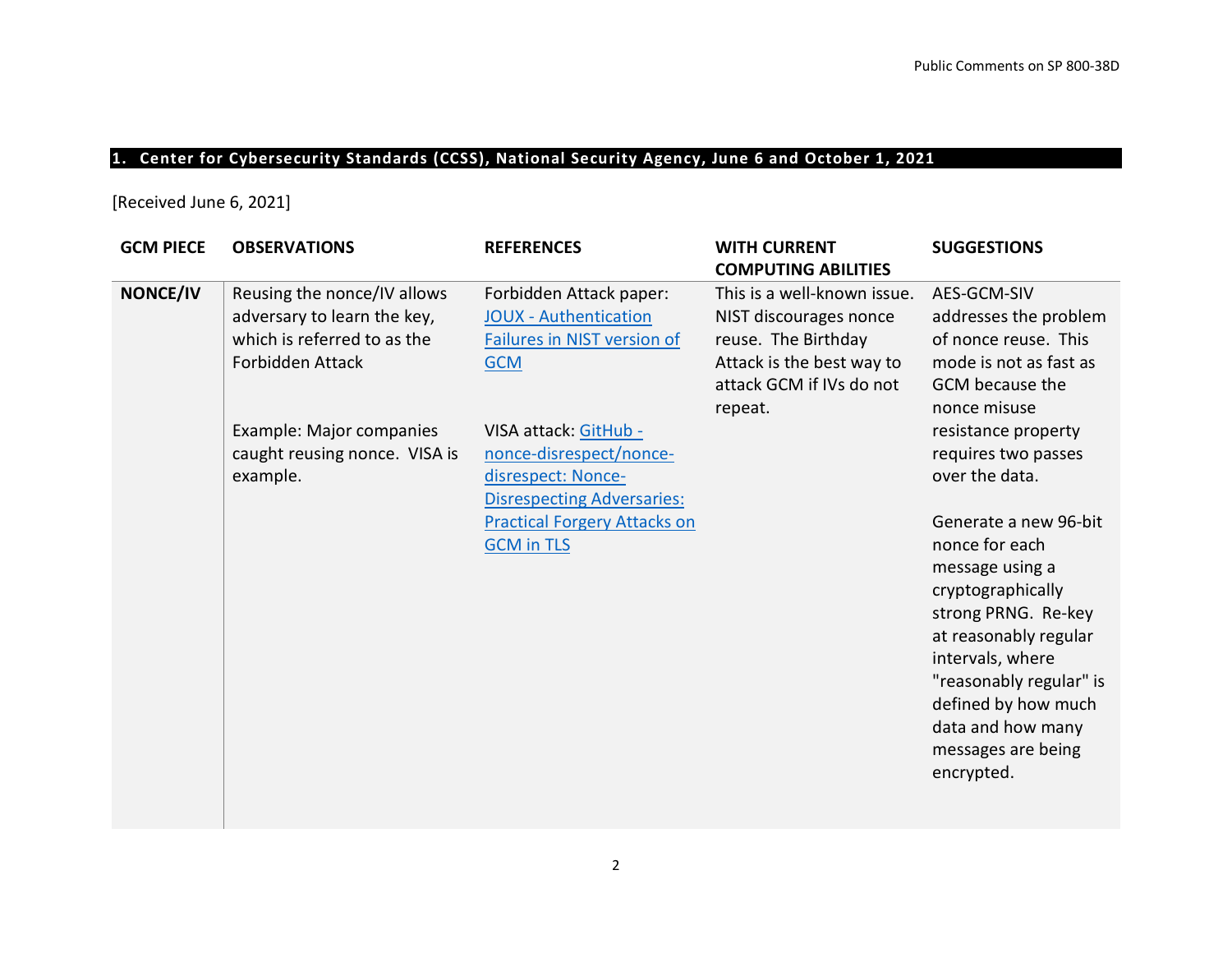## 1. Center for Cybersecurity Standards (CCSS), National Security Agency, June 6 and October 1, 2021

[Received June 6, 2021]

| GCM PIECE | OBSERVATIONS | REFERENCES | WITH CURRENT COMPUTING ABILITIES | SUGGESTIONS |
|---|---|---|---|---|
| **NONCE/IV** | Reusing the nonce/IV allows adversary to learn the key, which is referred to as the Forbidden Attack<br><br>Example: Major companies caught reusing nonce. VISA is example. | Forbidden Attack paper: JOUX - Authentication Failures in NIST version of GCM<br><br>VISA attack: GitHub - nonce-disrespect/nonce-disrespect: Nonce-Disrespecting Adversaries: Practical Forgery Attacks on GCM in TLS | This is a well-known issue. NIST discourages nonce reuse. The Birthday Attack is the best way to attack GCM if IVs do not repeat. | AES-GCM-SIV addresses the problem of nonce reuse. This mode is not as fast as GCM because the nonce misuse resistance property requires two passes over the data.<br><br>Generate a new 96-bit nonce for each message using a cryptographically strong PRNG. Re-key at reasonably regular intervals, where "reasonably regular" is defined by how much data and how many messages are being encrypted. |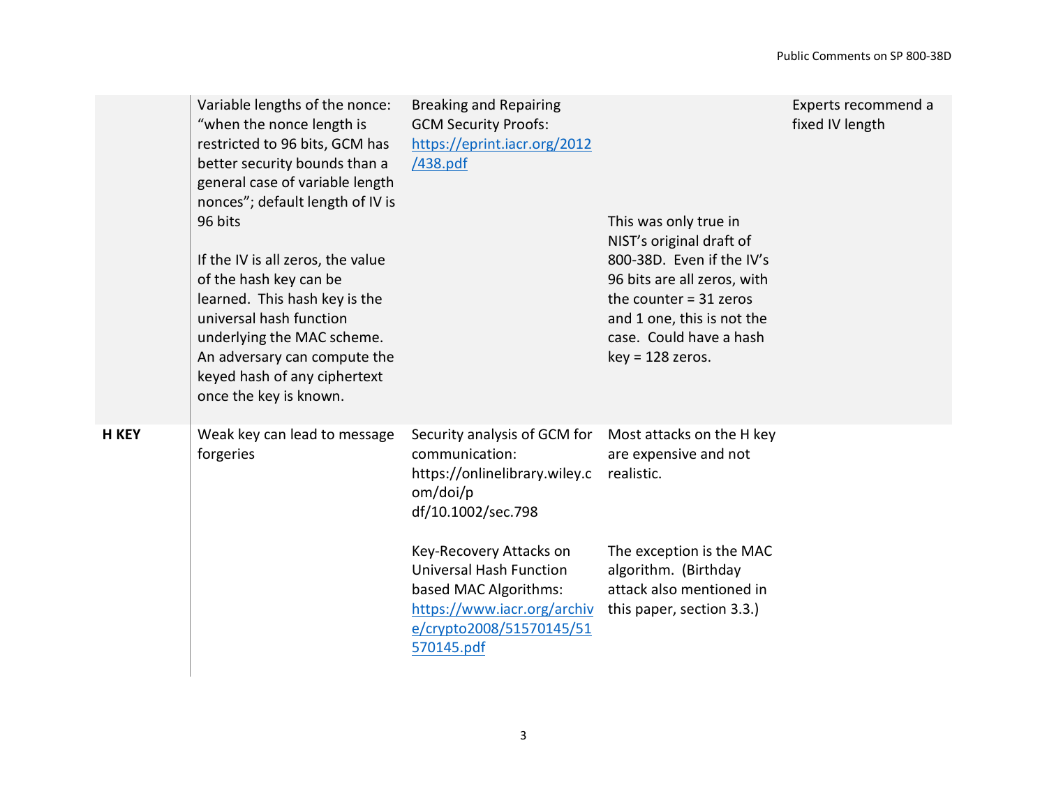| | | | | |
|---|---|---|---|---|
| | Variable lengths of the nonce: "when the nonce length is restricted to 96 bits, GCM has better security bounds than a general case of variable length nonces"; default length of IV is 96 bits<br><br>If the IV is all zeros, the value of the hash key can be learned. This hash key is the universal hash function underlying the MAC scheme. An adversary can compute the keyed hash of any ciphertext once the key is known. | Breaking and Repairing GCM Security Proofs: [https://eprint.iacr.org/2012/438.pdf](https://eprint.iacr.org/2012/438.pdf) | This was only true in NIST's original draft of 800-38D. Even if the IV's 96 bits are all zeros, with the counter = 31 zeros and 1 one, this is not the case. Could have a hash key = 128 zeros. | Experts recommend a fixed IV length |
| **H KEY** | Weak key can lead to message forgeries | Security analysis of GCM for communication: https://onlinelibrary.wiley.com/doi/pdf/10.1002/sec.798<br><br>Key-Recovery Attacks on Universal Hash Function based MAC Algorithms: [https://www.iacr.org/archive/crypto2008/51570145/51570145.pdf](https://www.iacr.org/archive/crypto2008/51570145/51570145.pdf) | Most attacks on the H key are expensive and not realistic.<br><br>The exception is the MAC algorithm. (Birthday attack also mentioned in this paper, section 3.3.) | |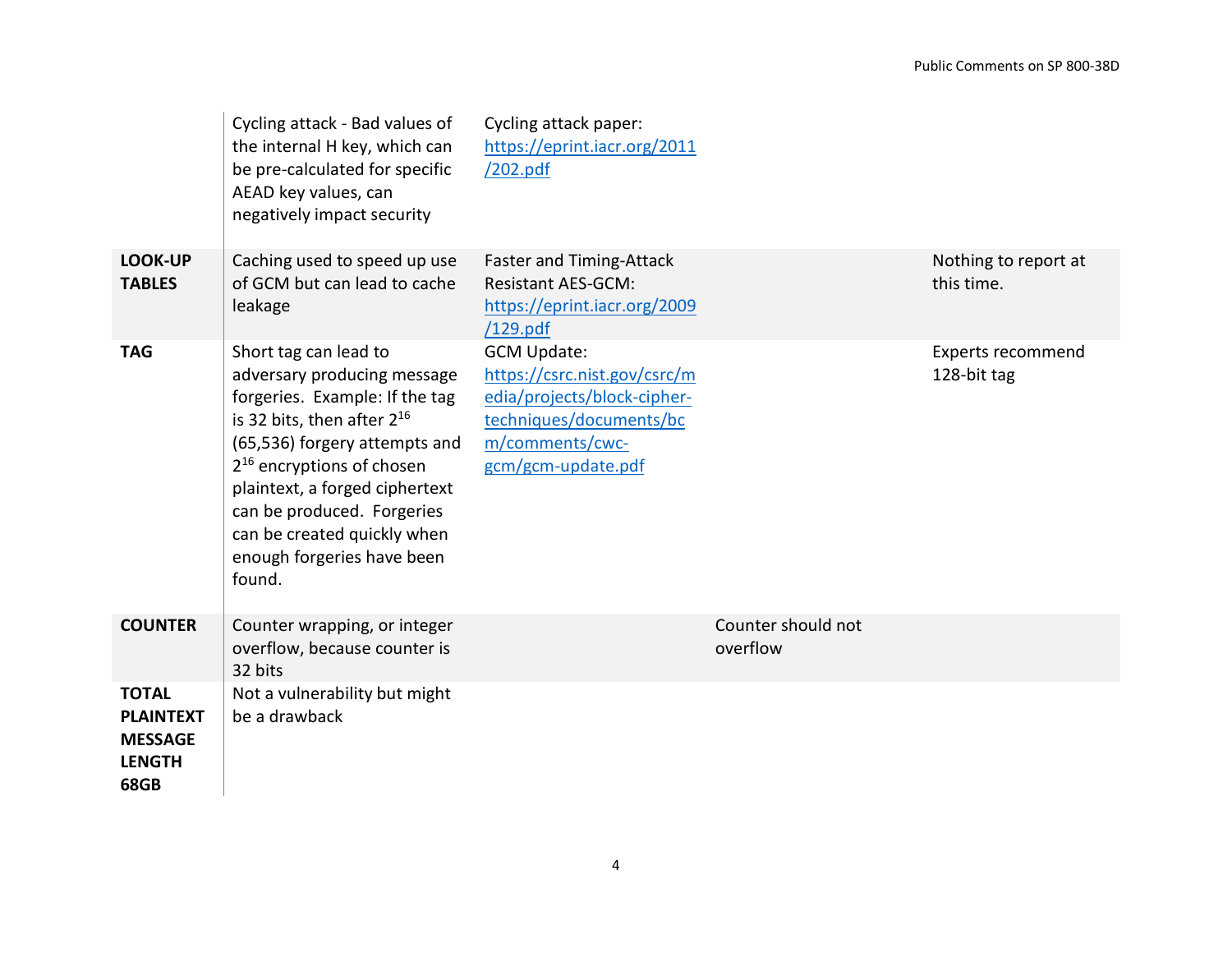| | | | | |
|---|---|---|---|---|
| | Cycling attack - Bad values of the internal H key, which can be pre-calculated for specific AEAD key values, can negatively impact security | Cycling attack paper: https://eprint.iacr.org/2011/202.pdf | | |
| **LOOK-UP TABLES** | Caching used to speed up use of GCM but can lead to cache leakage | Faster and Timing-Attack Resistant AES-GCM: https://eprint.iacr.org/2009/129.pdf | | Nothing to report at this time. |
| **TAG** | Short tag can lead to adversary producing message forgeries. Example: If the tag is 32 bits, then after $2^{16}$ (65,536) forgery attempts and $2^{16}$ encryptions of chosen plaintext, a forged ciphertext can be produced. Forgeries can be created quickly when enough forgeries have been found. | GCM Update: https://csrc.nist.gov/csrc/media/projects/block-cipher-techniques/documents/bcm/comments/cwc-gcm/gcm-update.pdf | | Experts recommend 128-bit tag |
| **COUNTER** | Counter wrapping, or integer overflow, because counter is 32 bits | | Counter should not overflow | |
| **TOTAL PLAINTEXT MESSAGE LENGTH 68GB** | Not a vulnerability but might be a drawback | | | |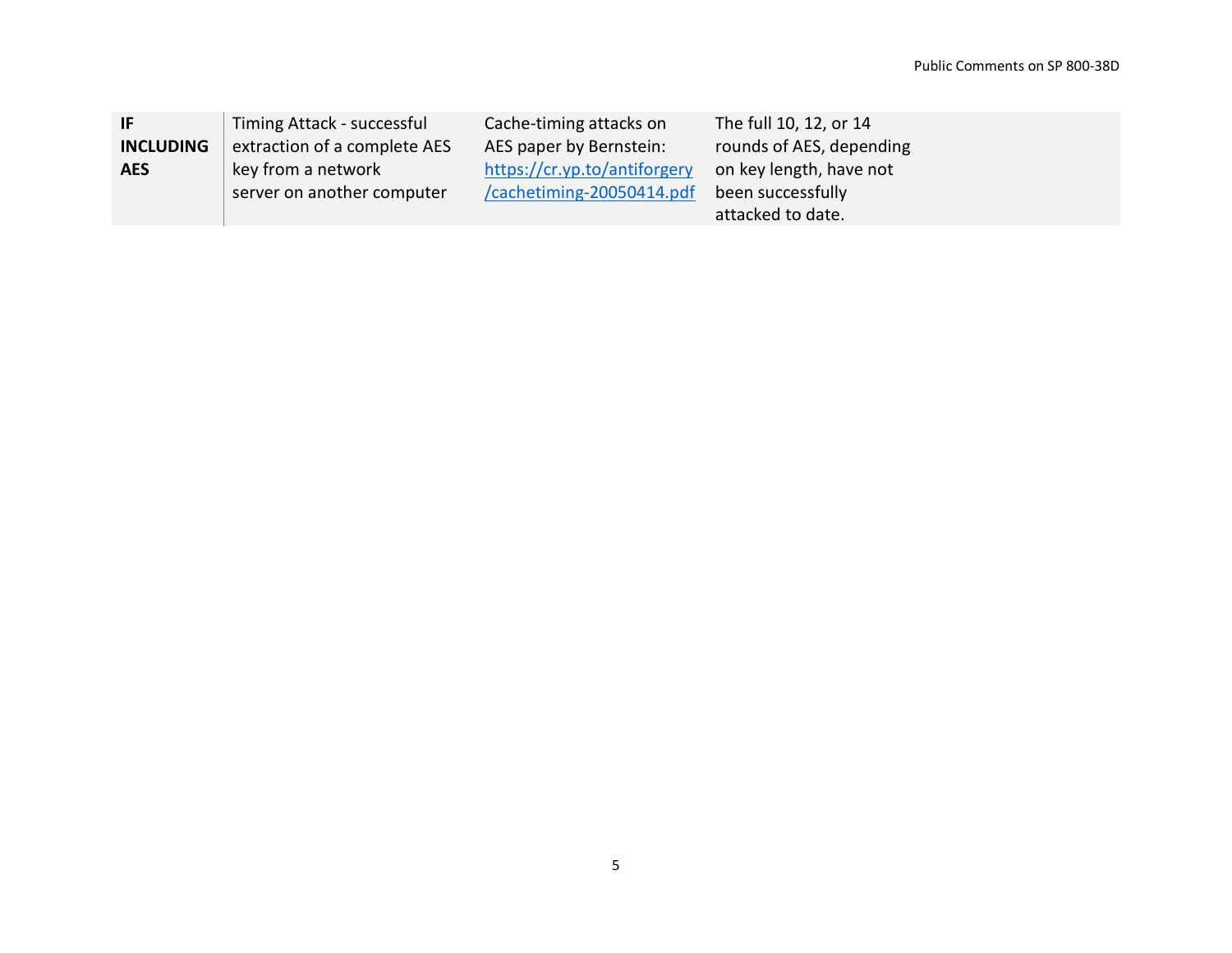| **IF INCLUDING AES** | Timing Attack - successful extraction of a complete AES key from a network server on another computer | Cache-timing attacks on AES paper by Bernstein: https://cr.yp.to/antiforgery/cachetiming-20050414.pdf | The full 10, 12, or 14 rounds of AES, depending on key length, have not been successfully attacked to date. |
|---|---|---|---|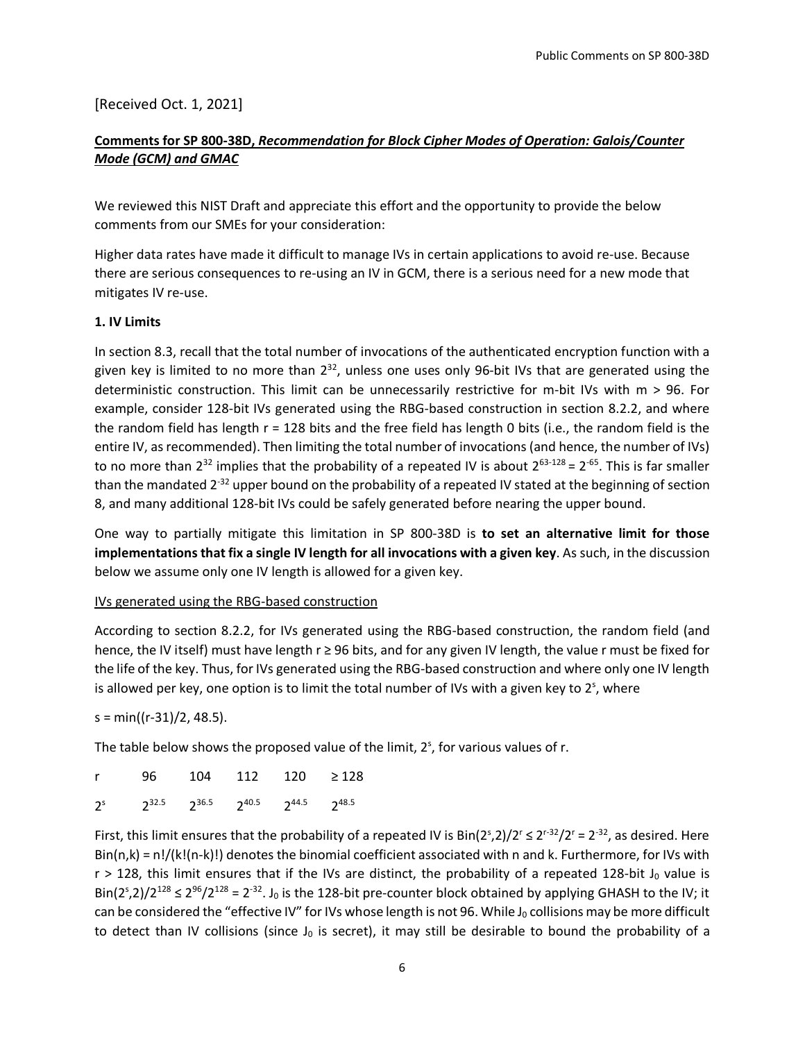[Received Oct. 1, 2021]

**Comments for SP 800-38D, *Recommendation for Block Cipher Modes of Operation: Galois/Counter Mode (GCM) and GMAC***

We reviewed this NIST Draft and appreciate this effort and the opportunity to provide the below comments from our SMEs for your consideration:

Higher data rates have made it difficult to manage IVs in certain applications to avoid re-use. Because there are serious consequences to re-using an IV in GCM, there is a serious need for a new mode that mitigates IV re-use.

**1. IV Limits**

In section 8.3, recall that the total number of invocations of the authenticated encryption function with a given key is limited to no more than $2^{32}$, unless one uses only 96-bit IVs that are generated using the deterministic construction. This limit can be unnecessarily restrictive for m-bit IVs with m > 96. For example, consider 128-bit IVs generated using the RBG-based construction in section 8.2.2, and where the random field has length r = 128 bits and the free field has length 0 bits (i.e., the random field is the entire IV, as recommended). Then limiting the total number of invocations (and hence, the number of IVs) to no more than $2^{32}$ implies that the probability of a repeated IV is about $2^{63-128} = 2^{-65}$. This is far smaller than the mandated $2^{-32}$ upper bound on the probability of a repeated IV stated at the beginning of section 8, and many additional 128-bit IVs could be safely generated before nearing the upper bound.

One way to partially mitigate this limitation in SP 800-38D is **to set an alternative limit for those implementations that fix a single IV length for all invocations with a given key**. As such, in the discussion below we assume only one IV length is allowed for a given key.

<u>IVs generated using the RBG-based construction</u>

According to section 8.2.2, for IVs generated using the RBG-based construction, the random field (and hence, the IV itself) must have length r ≥ 96 bits, and for any given IV length, the value r must be fixed for the life of the key. Thus, for IVs generated using the RBG-based construction and where only one IV length is allowed per key, one option is to limit the total number of IVs with a given key to $2^s$, where

s = min((r-31)/2, 48.5).

The table below shows the proposed value of the limit, $2^s$, for various values of r.

| r | 96 | 104 | 112 | 120 | ≥ 128 |
|---|---|---|---|---|---|
| $2^s$ | $2^{32.5}$ | $2^{36.5}$ | $2^{40.5}$ | $2^{44.5}$ | $2^{48.5}$ |

First, this limit ensures that the probability of a repeated IV is $\text{Bin}(2^s,2)/2^r \le 2^{r-32}/2^r = 2^{-32}$, as desired. Here Bin(n,k) = n!/(k!(n-k)!) denotes the binomial coefficient associated with n and k. Furthermore, for IVs with r > 128, this limit ensures that if the IVs are distinct, the probability of a repeated 128-bit $J_0$ value is $\text{Bin}(2^s,2)/2^{128} \le 2^{96}/2^{128} = 2^{-32}$. $J_0$ is the 128-bit pre-counter block obtained by applying GHASH to the IV; it can be considered the "effective IV" for IVs whose length is not 96. While $J_0$ collisions may be more difficult to detect than IV collisions (since $J_0$ is secret), it may still be desirable to bound the probability of a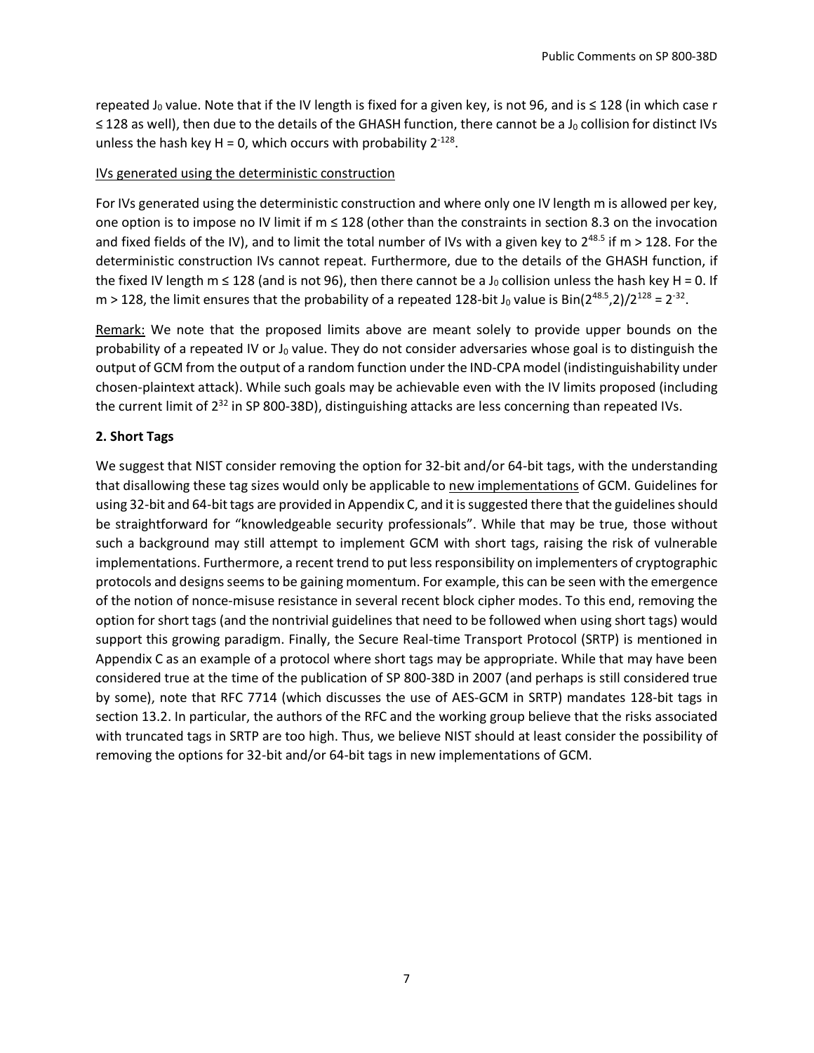repeated $J_0$ value. Note that if the IV length is fixed for a given key, is not 96, and is $\leq 128$ (in which case r $\leq 128$ as well), then due to the details of the GHASH function, there cannot be a $J_0$ collision for distinct IVs unless the hash key $H = 0$, which occurs with probability $2^{-128}$.

IVs generated using the deterministic construction

For IVs generated using the deterministic construction and where only one IV length m is allowed per key, one option is to impose no IV limit if $m \leq 128$ (other than the constraints in section 8.3 on the invocation and fixed fields of the IV), and to limit the total number of IVs with a given key to $2^{48.5}$ if $m > 128$. For the deterministic construction IVs cannot repeat. Furthermore, due to the details of the GHASH function, if the fixed IV length $m \leq 128$ (and is not 96), then there cannot be a $J_0$ collision unless the hash key $H = 0$. If $m > 128$, the limit ensures that the probability of a repeated 128-bit $J_0$ value is $\mathrm{Bin}(2^{48.5},2)/2^{128} = 2^{-32}$.

Remark: We note that the proposed limits above are meant solely to provide upper bounds on the probability of a repeated IV or $J_0$ value. They do not consider adversaries whose goal is to distinguish the output of GCM from the output of a random function under the IND-CPA model (indistinguishability under chosen-plaintext attack). While such goals may be achievable even with the IV limits proposed (including the current limit of $2^{32}$ in SP 800-38D), distinguishing attacks are less concerning than repeated IVs.

**2. Short Tags**

We suggest that NIST consider removing the option for 32-bit and/or 64-bit tags, with the understanding that disallowing these tag sizes would only be applicable to new implementations of GCM. Guidelines for using 32-bit and 64-bit tags are provided in Appendix C, and it is suggested there that the guidelines should be straightforward for "knowledgeable security professionals". While that may be true, those without such a background may still attempt to implement GCM with short tags, raising the risk of vulnerable implementations. Furthermore, a recent trend to put less responsibility on implementers of cryptographic protocols and designs seems to be gaining momentum. For example, this can be seen with the emergence of the notion of nonce-misuse resistance in several recent block cipher modes. To this end, removing the option for short tags (and the nontrivial guidelines that need to be followed when using short tags) would support this growing paradigm. Finally, the Secure Real-time Transport Protocol (SRTP) is mentioned in Appendix C as an example of a protocol where short tags may be appropriate. While that may have been considered true at the time of the publication of SP 800-38D in 2007 (and perhaps is still considered true by some), note that RFC 7714 (which discusses the use of AES-GCM in SRTP) mandates 128-bit tags in section 13.2. In particular, the authors of the RFC and the working group believe that the risks associated with truncated tags in SRTP are too high. Thus, we believe NIST should at least consider the possibility of removing the options for 32-bit and/or 64-bit tags in new implementations of GCM.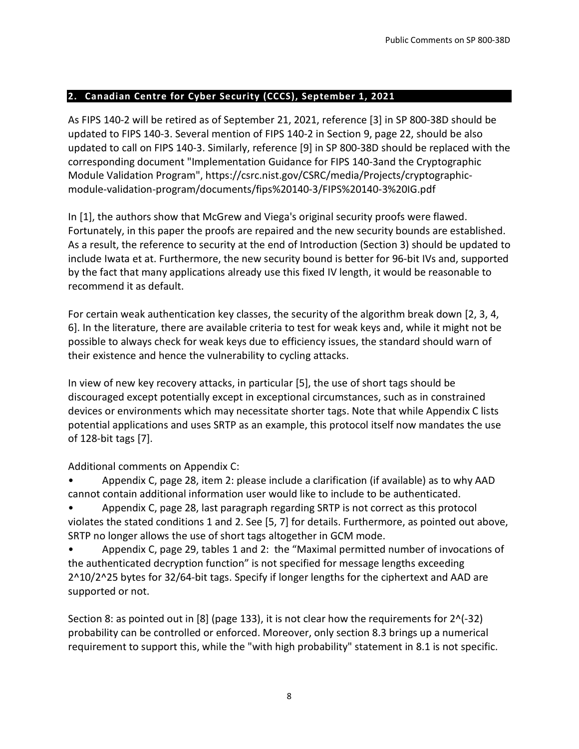## 2. Canadian Centre for Cyber Security (CCCS), September 1, 2021

As FIPS 140-2 will be retired as of September 21, 2021, reference [3] in SP 800-38D should be updated to FIPS 140-3. Several mention of FIPS 140-2 in Section 9, page 22, should be also updated to call on FIPS 140-3. Similarly, reference [9] in SP 800-38D should be replaced with the corresponding document "Implementation Guidance for FIPS 140-3and the Cryptographic Module Validation Program", https://csrc.nist.gov/CSRC/media/Projects/cryptographic-module-validation-program/documents/fips%20140-3/FIPS%20140-3%20IG.pdf

In [1], the authors show that McGrew and Viega's original security proofs were flawed. Fortunately, in this paper the proofs are repaired and the new security bounds are established. As a result, the reference to security at the end of Introduction (Section 3) should be updated to include Iwata et at. Furthermore, the new security bound is better for 96-bit IVs and, supported by the fact that many applications already use this fixed IV length, it would be reasonable to recommend it as default.

For certain weak authentication key classes, the security of the algorithm break down [2, 3, 4, 6]. In the literature, there are available criteria to test for weak keys and, while it might not be possible to always check for weak keys due to efficiency issues, the standard should warn of their existence and hence the vulnerability to cycling attacks.

In view of new key recovery attacks, in particular [5], the use of short tags should be discouraged except potentially except in exceptional circumstances, such as in constrained devices or environments which may necessitate shorter tags. Note that while Appendix C lists potential applications and uses SRTP as an example, this protocol itself now mandates the use of 128-bit tags [7].

Additional comments on Appendix C:

- Appendix C, page 28, item 2: please include a clarification (if available) as to why AAD cannot contain additional information user would like to include to be authenticated.
- Appendix C, page 28, last paragraph regarding SRTP is not correct as this protocol violates the stated conditions 1 and 2. See [5, 7] for details. Furthermore, as pointed out above, SRTP no longer allows the use of short tags altogether in GCM mode.
- Appendix C, page 29, tables 1 and 2: the "Maximal permitted number of invocations of the authenticated decryption function" is not specified for message lengths exceeding $2^{10}/2^{25}$ bytes for 32/64-bit tags. Specify if longer lengths for the ciphertext and AAD are supported or not.

Section 8: as pointed out in [8] (page 133), it is not clear how the requirements for $2^{(-32)}$ probability can be controlled or enforced. Moreover, only section 8.3 brings up a numerical requirement to support this, while the "with high probability" statement in 8.1 is not specific.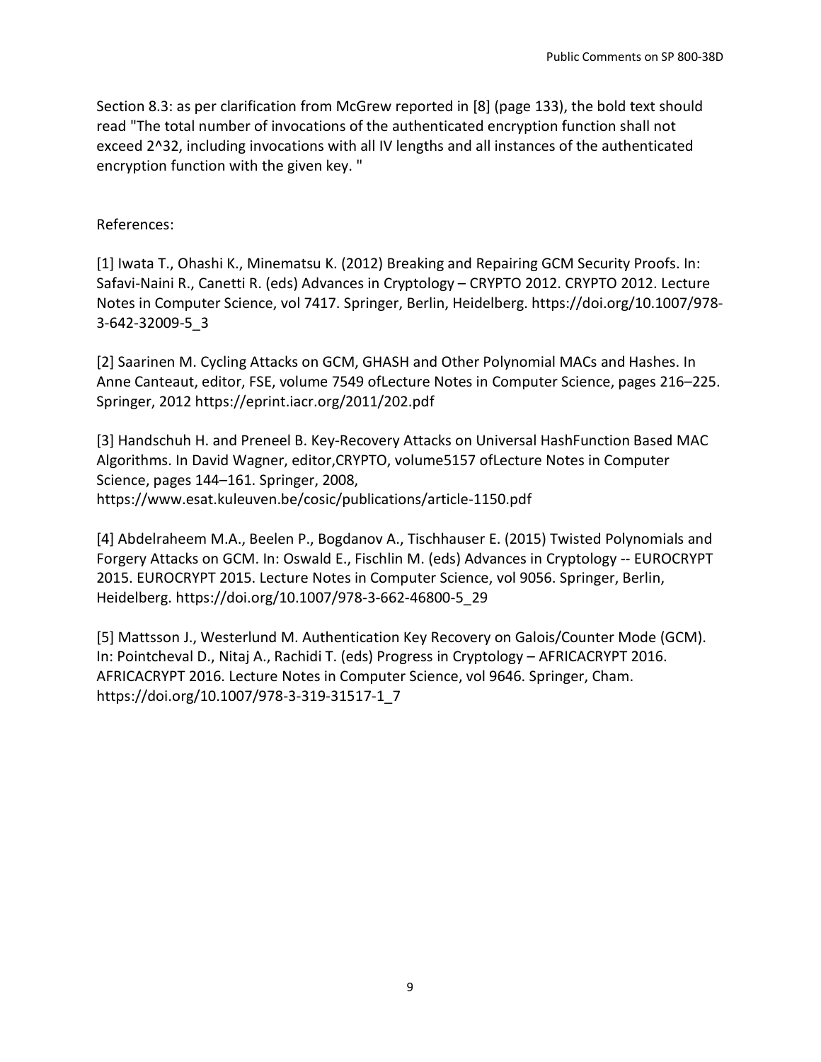Section 8.3: as per clarification from McGrew reported in [8] (page 133), the bold text should read "The total number of invocations of the authenticated encryption function shall not exceed 2^32, including invocations with all IV lengths and all instances of the authenticated encryption function with the given key. "

References:

[1] Iwata T., Ohashi K., Minematsu K. (2012) Breaking and Repairing GCM Security Proofs. In: Safavi-Naini R., Canetti R. (eds) Advances in Cryptology – CRYPTO 2012. CRYPTO 2012. Lecture Notes in Computer Science, vol 7417. Springer, Berlin, Heidelberg. https://doi.org/10.1007/978-3-642-32009-5_3

[2] Saarinen M. Cycling Attacks on GCM, GHASH and Other Polynomial MACs and Hashes. In Anne Canteaut, editor, FSE, volume 7549 ofLecture Notes in Computer Science, pages 216–225. Springer, 2012 https://eprint.iacr.org/2011/202.pdf

[3] Handschuh H. and Preneel B. Key-Recovery Attacks on Universal HashFunction Based MAC Algorithms. In David Wagner, editor,CRYPTO, volume5157 ofLecture Notes in Computer Science, pages 144–161. Springer, 2008, https://www.esat.kuleuven.be/cosic/publications/article-1150.pdf

[4] Abdelraheem M.A., Beelen P., Bogdanov A., Tischhauser E. (2015) Twisted Polynomials and Forgery Attacks on GCM. In: Oswald E., Fischlin M. (eds) Advances in Cryptology -- EUROCRYPT 2015. EUROCRYPT 2015. Lecture Notes in Computer Science, vol 9056. Springer, Berlin, Heidelberg. https://doi.org/10.1007/978-3-662-46800-5_29

[5] Mattsson J., Westerlund M. Authentication Key Recovery on Galois/Counter Mode (GCM). In: Pointcheval D., Nitaj A., Rachidi T. (eds) Progress in Cryptology – AFRICACRYPT 2016. AFRICACRYPT 2016. Lecture Notes in Computer Science, vol 9646. Springer, Cham. https://doi.org/10.1007/978-3-319-31517-1_7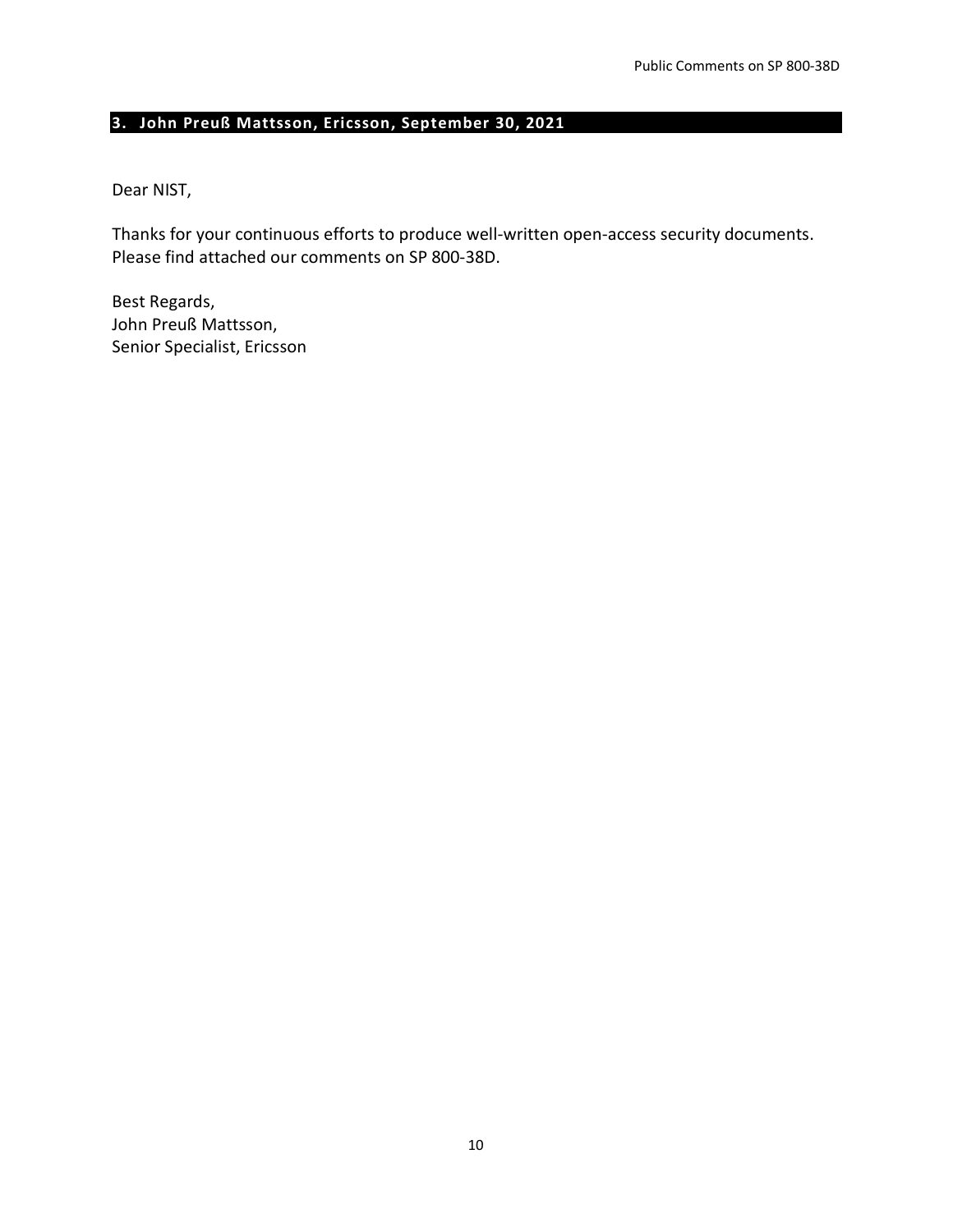## 3. John Preuß Mattsson, Ericsson, September 30, 2021

Dear NIST,

Thanks for your continuous efforts to produce well-written open-access security documents. Please find attached our comments on SP 800-38D.

Best Regards,  
John Preuß Mattsson,  
Senior Specialist, Ericsson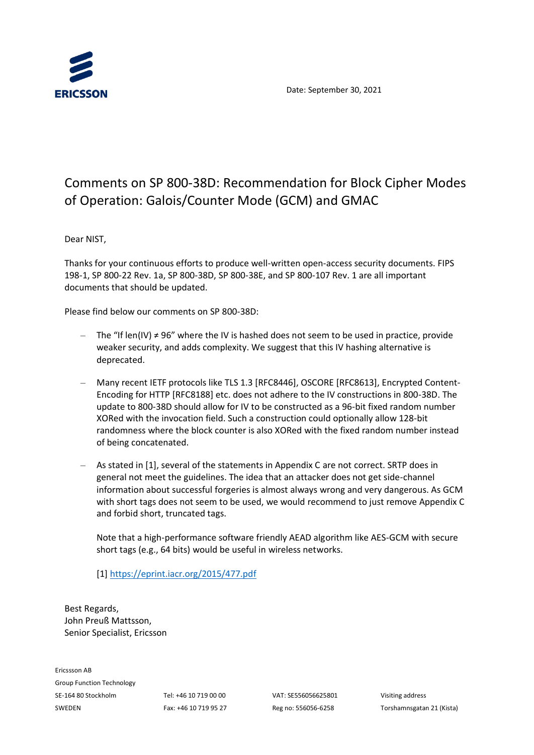ERICSSON

Date: September 30, 2021

# Comments on SP 800-38D: Recommendation for Block Cipher Modes of Operation: Galois/Counter Mode (GCM) and GMAC

Dear NIST,

Thanks for your continuous efforts to produce well-written open-access security documents. FIPS 198-1, SP 800-22 Rev. 1a, SP 800-38D, SP 800-38E, and SP 800-107 Rev. 1 are all important documents that should be updated.

Please find below our comments on SP 800-38D:

- The "If len(IV) ≠ 96" where the IV is hashed does not seem to be used in practice, provide weaker security, and adds complexity. We suggest that this IV hashing alternative is deprecated.

- Many recent IETF protocols like TLS 1.3 [RFC8446], OSCORE [RFC8613], Encrypted Content-Encoding for HTTP [RFC8188] etc. does not adhere to the IV constructions in 800-38D. The update to 800-38D should allow for IV to be constructed as a 96-bit fixed random number XORed with the invocation field. Such a construction could optionally allow 128-bit randomness where the block counter is also XORed with the fixed random number instead of being concatenated.

- As stated in [1], several of the statements in Appendix C are not correct. SRTP does in general not meet the guidelines. The idea that an attacker does not get side-channel information about successful forgeries is almost always wrong and very dangerous. As GCM with short tags does not seem to be used, we would recommend to just remove Appendix C and forbid short, truncated tags.

  Note that a high-performance software friendly AEAD algorithm like AES-GCM with secure short tags (e.g., 64 bits) would be useful in wireless networks.

  [1] https://eprint.iacr.org/2015/477.pdf

Best Regards,
John Preuß Mattsson,
Senior Specialist, Ericsson

Ericsson AB
Group Function Technology
SE-164 80 Stockholm
SWEDEN

Tel: +46 10 719 00 00
Fax: +46 10 719 95 27

VAT: SE556056625801
Reg no: 556056-6258

Visiting address
Torshamnsgatan 21 (Kista)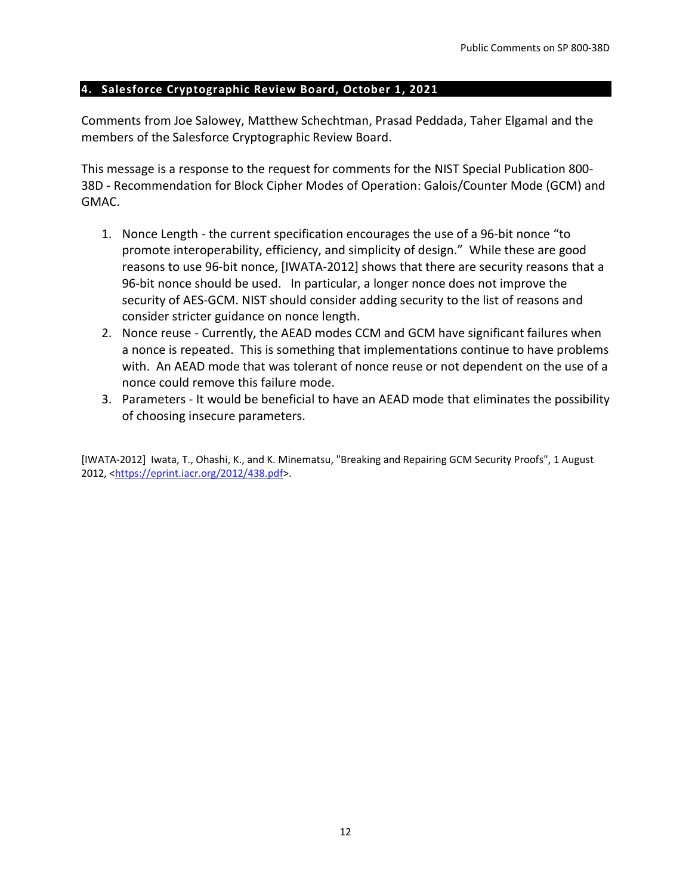## 4. Salesforce Cryptographic Review Board, October 1, 2021

Comments from Joe Salowey, Matthew Schechtman, Prasad Peddada, Taher Elgamal and the members of the Salesforce Cryptographic Review Board.

This message is a response to the request for comments for the NIST Special Publication 800-38D - Recommendation for Block Cipher Modes of Operation: Galois/Counter Mode (GCM) and GMAC.

1. Nonce Length - the current specification encourages the use of a 96-bit nonce "to promote interoperability, efficiency, and simplicity of design." While these are good reasons to use 96-bit nonce, [IWATA-2012] shows that there are security reasons that a 96-bit nonce should be used. In particular, a longer nonce does not improve the security of AES-GCM. NIST should consider adding security to the list of reasons and consider stricter guidance on nonce length.
2. Nonce reuse - Currently, the AEAD modes CCM and GCM have significant failures when a nonce is repeated. This is something that implementations continue to have problems with. An AEAD mode that was tolerant of nonce reuse or not dependent on the use of a nonce could remove this failure mode.
3. Parameters - It would be beneficial to have an AEAD mode that eliminates the possibility of choosing insecure parameters.

[IWATA-2012] Iwata, T., Ohashi, K., and K. Minematsu, "Breaking and Repairing GCM Security Proofs", 1 August 2012, <https://eprint.iacr.org/2012/438.pdf>.